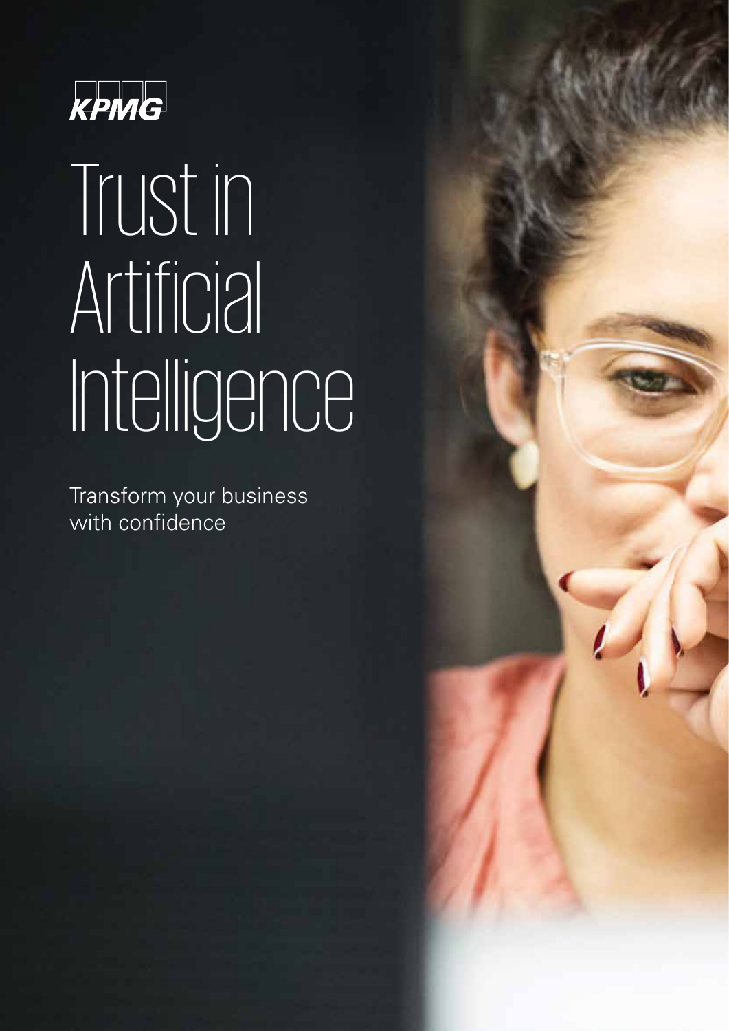KPMG

# Trust in Artificial Intelligence

Transform your business with confidence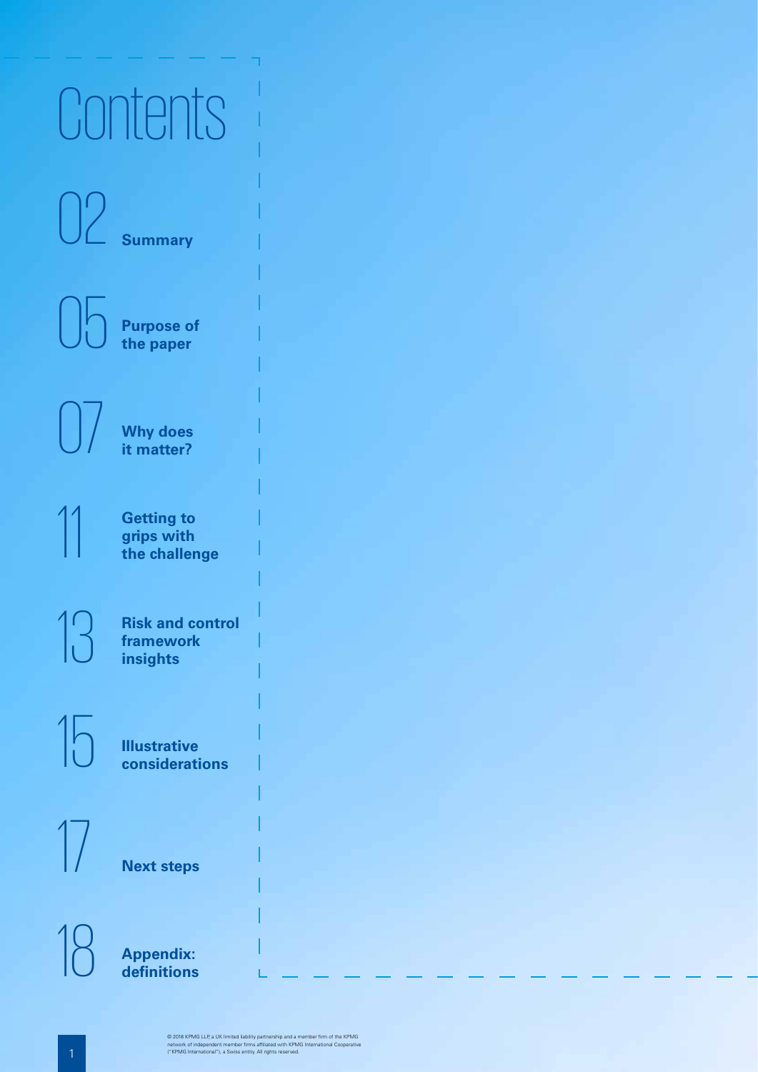# Contents

02 **Summary**

05 **Purpose of the paper**

07 **Why does it matter?**

11 **Getting to grips with the challenge**

13 **Risk and control framework insights**

15 **Illustrative considerations**

17 **Next steps**

18 **Appendix: definitions**

© 2018 KPMG LLP, a UK limited liability partnership and a member firm of the KPMG network of independent member firms affiliated with KPMG International Cooperative ("KPMG International"), a Swiss entity. All rights reserved.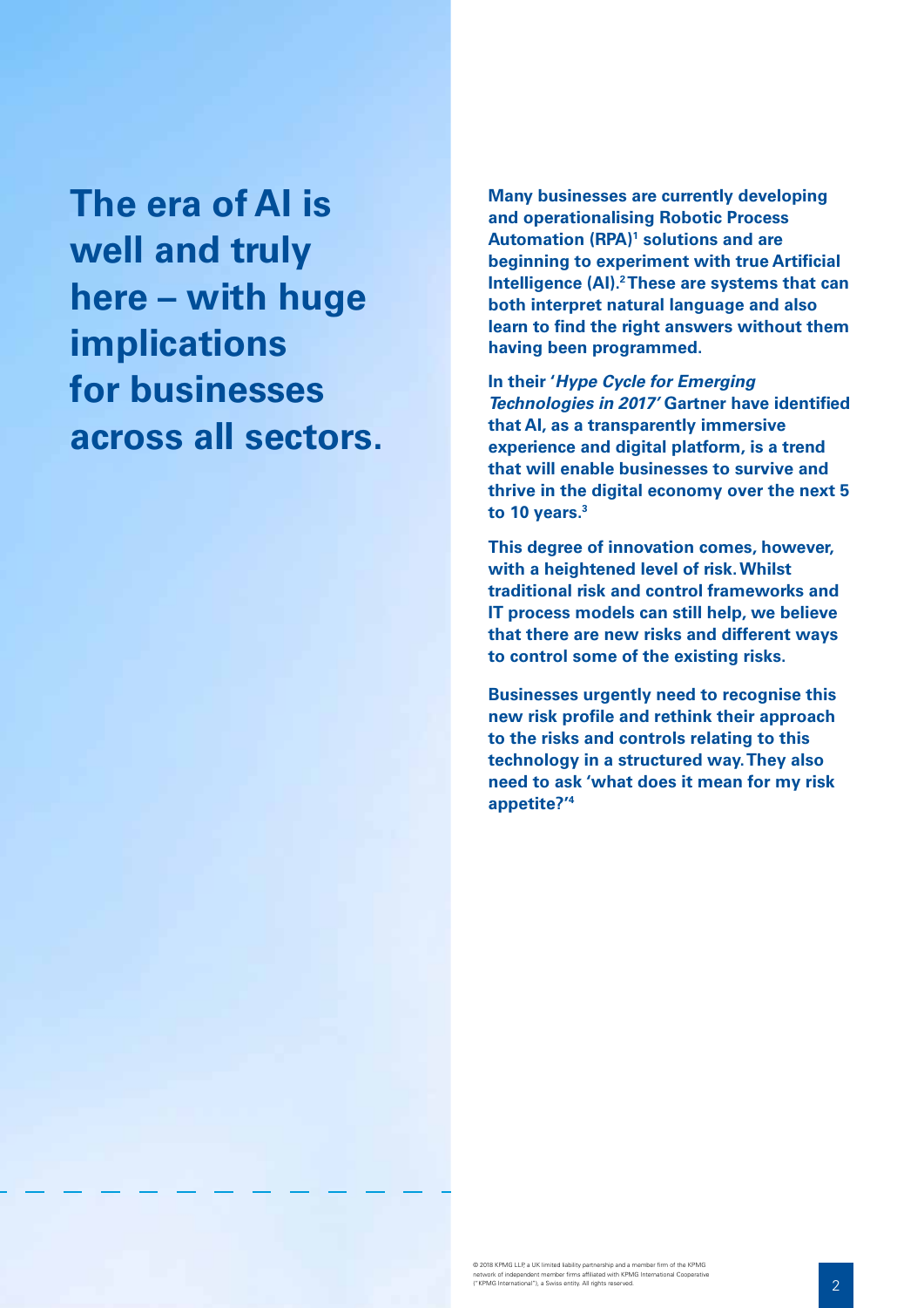# The era of AI is well and truly here – with huge implications for businesses across all sectors.

**Many businesses are currently developing and operationalising Robotic Process Automation (RPA)[1] solutions and are beginning to experiment with true Artificial Intelligence (AI).[2] These are systems that can both interpret natural language and also learn to find the right answers without them having been programmed.**

**In their '*Hype Cycle for Emerging Technologies in 2017*' Gartner have identified that AI, as a transparently immersive experience and digital platform, is a trend that will enable businesses to survive and thrive in the digital economy over the next 5 to 10 years.[3]**

**This degree of innovation comes, however, with a heightened level of risk. Whilst traditional risk and control frameworks and IT process models can still help, we believe that there are new risks and different ways to control some of the existing risks.**

**Businesses urgently need to recognise this new risk profile and rethink their approach to the risks and controls relating to this technology in a structured way. They also need to ask 'what does it mean for my risk appetite?'[4]**

© 2018 KPMG LLP, a UK limited liability partnership and a member firm of the KPMG network of independent member firms affiliated with KPMG International Cooperative ("KPMG International"), a Swiss entity. All rights reserved.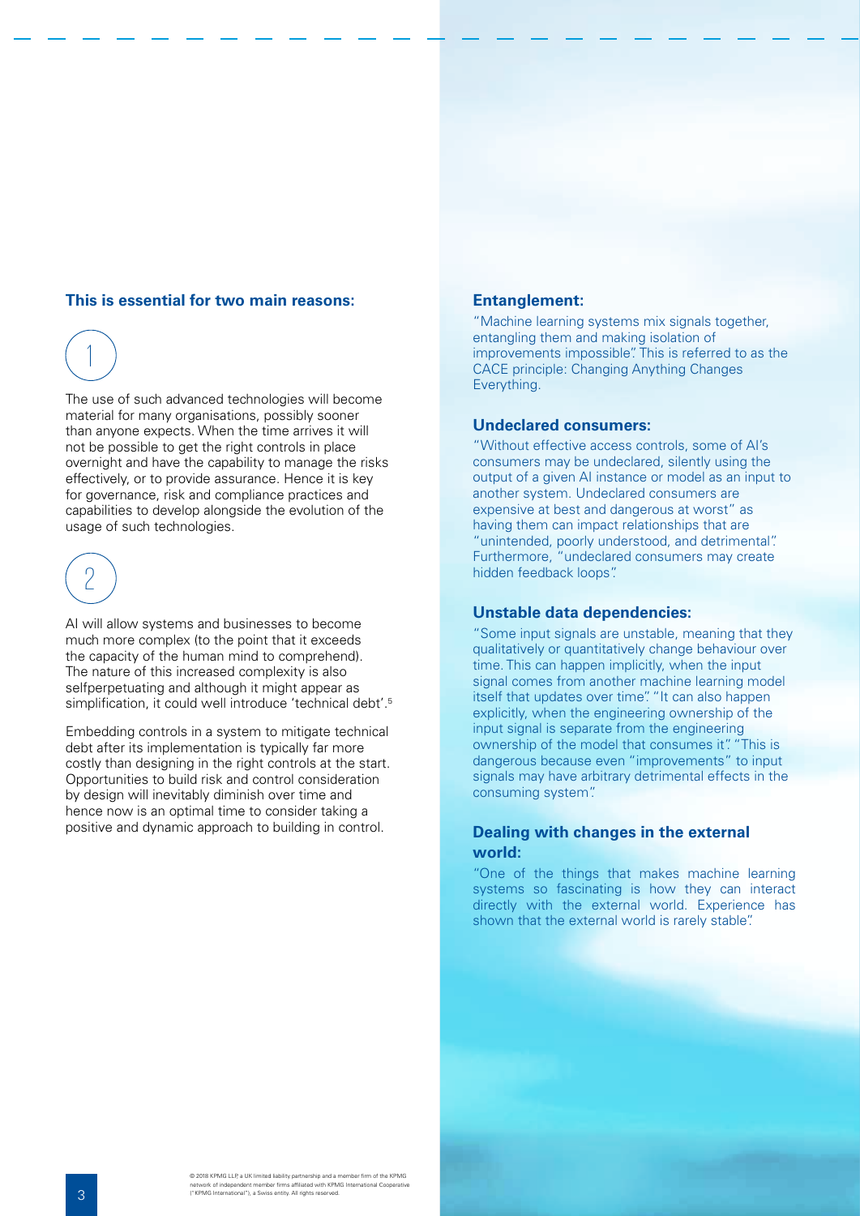**This is essential for two main reasons:**

1

The use of such advanced technologies will become material for many organisations, possibly sooner than anyone expects. When the time arrives it will not be possible to get the right controls in place overnight and have the capability to manage the risks effectively, or to provide assurance. Hence it is key for governance, risk and compliance practices and capabilities to develop alongside the evolution of the usage of such technologies.

2

AI will allow systems and businesses to become much more complex (to the point that it exceeds the capacity of the human mind to comprehend). The nature of this increased complexity is also selfperpetuating and although it might appear as simplification, it could well introduce 'technical debt'.[5]

Embedding controls in a system to mitigate technical debt after its implementation is typically far more costly than designing in the right controls at the start. Opportunities to build risk and control consideration by design will inevitably diminish over time and hence now is an optimal time to consider taking a positive and dynamic approach to building in control.

### Entanglement:

"Machine learning systems mix signals together, entangling them and making isolation of improvements impossible". This is referred to as the CACE principle: Changing Anything Changes Everything.

### Undeclared consumers:

"Without effective access controls, some of AI's consumers may be undeclared, silently using the output of a given AI instance or model as an input to another system. Undeclared consumers are expensive at best and dangerous at worst" as having them can impact relationships that are "unintended, poorly understood, and detrimental". Furthermore, "undeclared consumers may create hidden feedback loops".

### Unstable data dependencies:

"Some input signals are unstable, meaning that they qualitatively or quantitatively change behaviour over time. This can happen implicitly, when the input signal comes from another machine learning model itself that updates over time". "It can also happen explicitly, when the engineering ownership of the input signal is separate from the engineering ownership of the model that consumes it". "This is dangerous because even "improvements" to input signals may have arbitrary detrimental effects in the consuming system".

### Dealing with changes in the external world:

"One of the things that makes machine learning systems so fascinating is how they can interact directly with the external world. Experience has shown that the external world is rarely stable".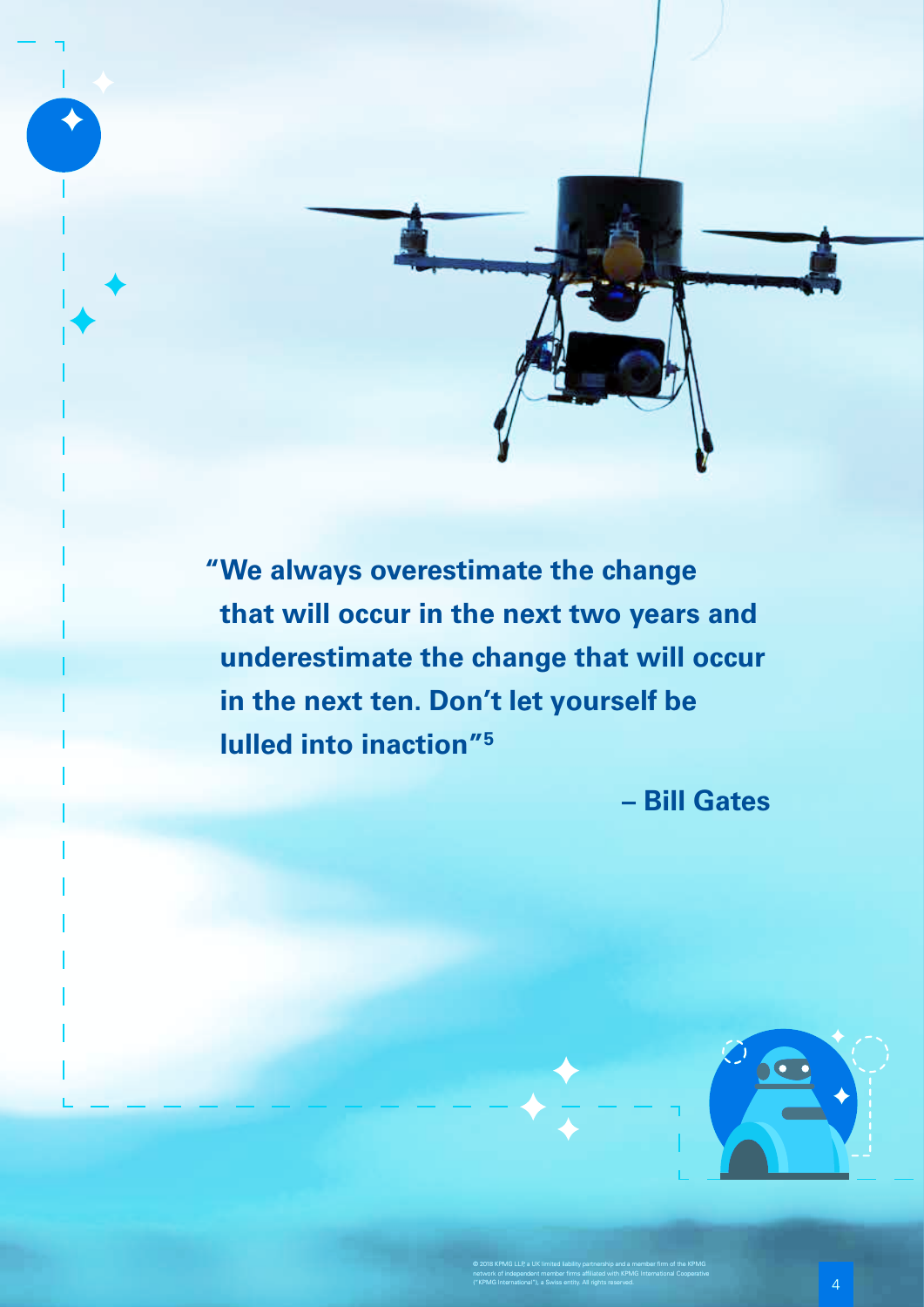**"We always overestimate the change that will occur in the next two years and underestimate the change that will occur in the next ten. Don't let yourself be lulled into inaction"[5]**

**– Bill Gates**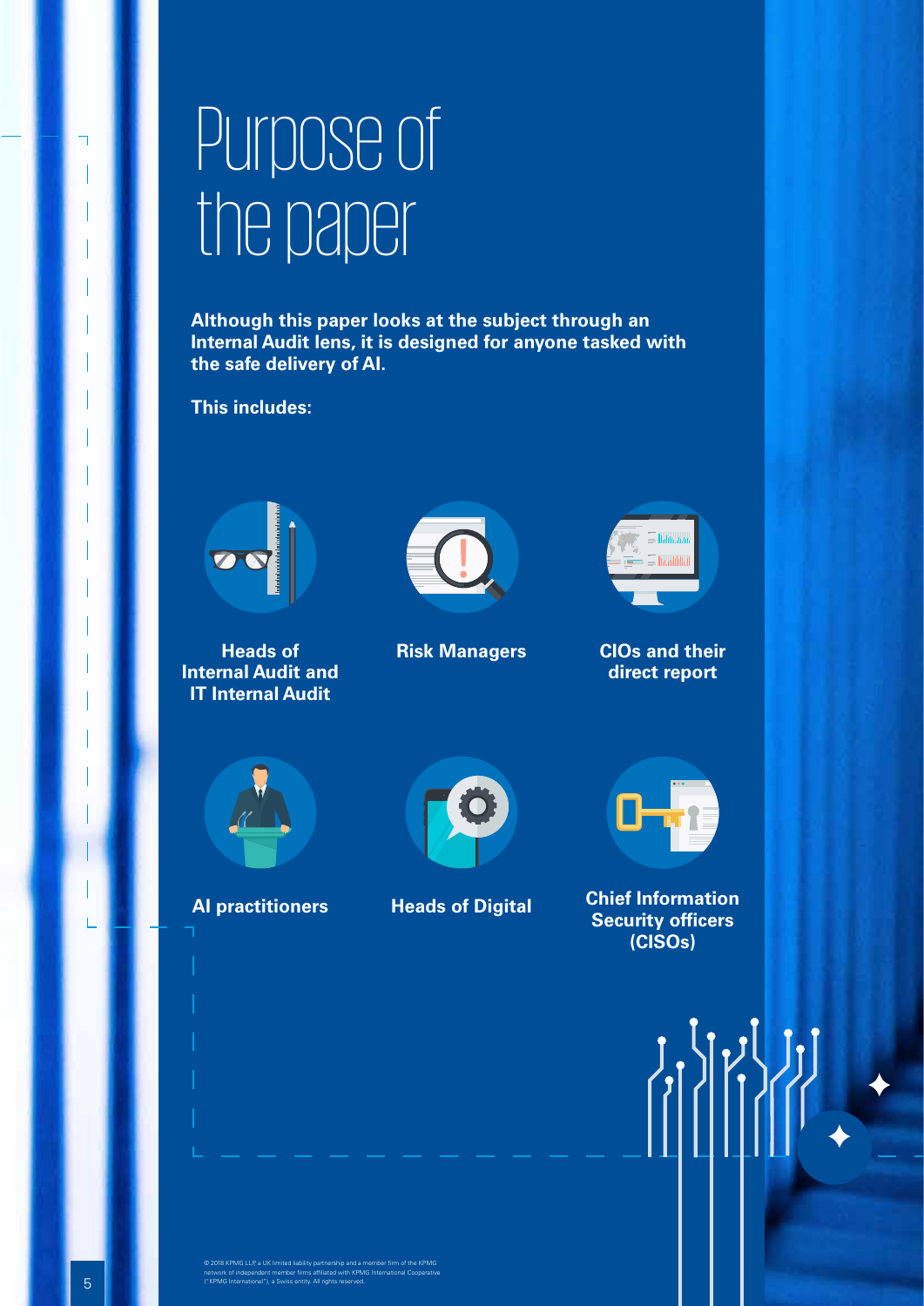# Purpose of the paper

**Although this paper looks at the subject through an Internal Audit lens, it is designed for anyone tasked with the safe delivery of AI.**

**This includes:**

- **Heads of Internal Audit and IT Internal Audit**
- **Risk Managers**
- **CIOs and their direct report**
- **AI practitioners**
- **Heads of Digital**
- **Chief Information Security officers (CISOs)**

© 2018 KPMG LLP, a UK limited liability partnership and a member firm of the KPMG network of independent member firms affiliated with KPMG International Cooperative ("KPMG International"), a Swiss entity. All rights reserved.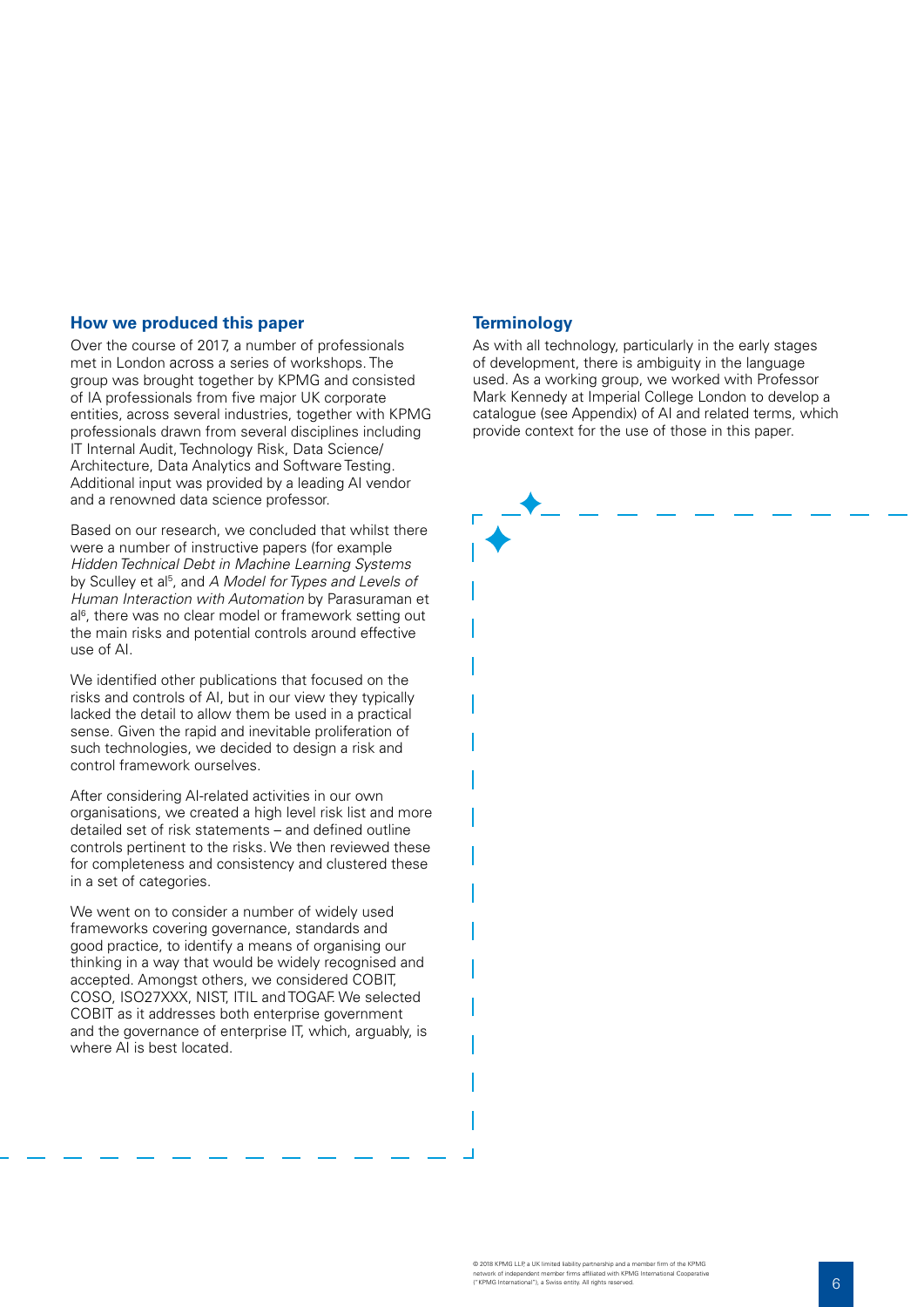## How we produced this paper

Over the course of 2017, a number of professionals met in London across a series of workshops. The group was brought together by KPMG and consisted of IA professionals from five major UK corporate entities, across several industries, together with KPMG professionals drawn from several disciplines including IT Internal Audit, Technology Risk, Data Science/Architecture, Data Analytics and Software Testing. Additional input was provided by a leading AI vendor and a renowned data science professor.

Based on our research, we concluded that whilst there were a number of instructive papers (for example *Hidden Technical Debt in Machine Learning Systems* by Sculley et al[5], and *A Model for Types and Levels of Human Interaction with Automation* by Parasuraman et al[6], there was no clear model or framework setting out the main risks and potential controls around effective use of AI.

We identified other publications that focused on the risks and controls of AI, but in our view they typically lacked the detail to allow them be used in a practical sense. Given the rapid and inevitable proliferation of such technologies, we decided to design a risk and control framework ourselves.

After considering AI-related activities in our own organisations, we created a high level risk list and more detailed set of risk statements – and defined outline controls pertinent to the risks. We then reviewed these for completeness and consistency and clustered these in a set of categories.

We went on to consider a number of widely used frameworks covering governance, standards and good practice, to identify a means of organising our thinking in a way that would be widely recognised and accepted. Amongst others, we considered COBIT, COSO, ISO27XXX, NIST, ITIL and TOGAF. We selected COBIT as it addresses both enterprise government and the governance of enterprise IT, which, arguably, is where AI is best located.

## Terminology

As with all technology, particularly in the early stages of development, there is ambiguity in the language used. As a working group, we worked with Professor Mark Kennedy at Imperial College London to develop a catalogue (see Appendix) of AI and related terms, which provide context for the use of those in this paper.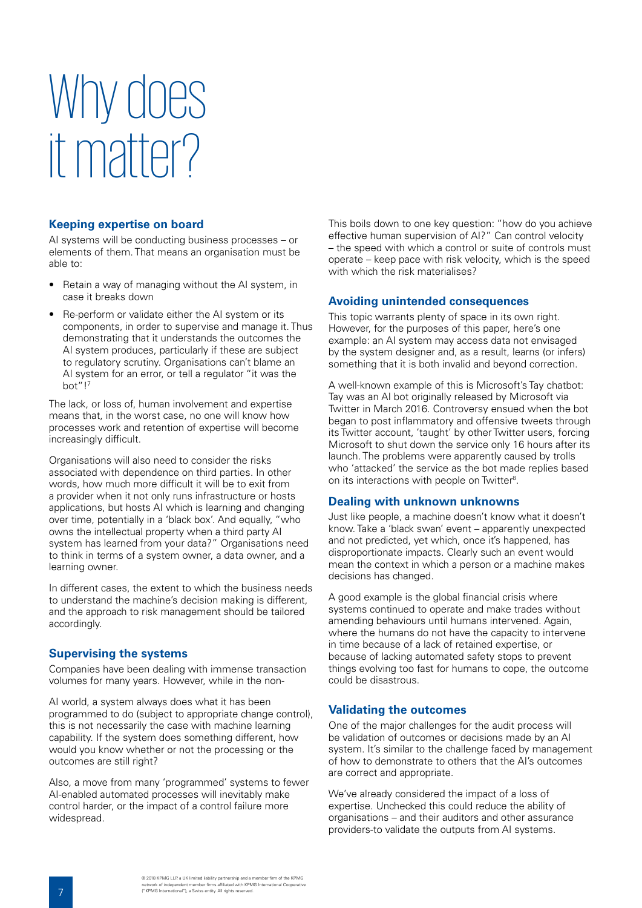# Why does it matter?

## Keeping expertise on board

AI systems will be conducting business processes – or elements of them. That means an organisation must be able to:

- Retain a way of managing without the AI system, in case it breaks down
- Re-perform or validate either the AI system or its components, in order to supervise and manage it. Thus demonstrating that it understands the outcomes the AI system produces, particularly if these are subject to regulatory scrutiny. Organisations can't blame an AI system for an error, or tell a regulator "it was the bot"![7]

The lack, or loss of, human involvement and expertise means that, in the worst case, no one will know how processes work and retention of expertise will become increasingly difficult.

Organisations will also need to consider the risks associated with dependence on third parties. In other words, how much more difficult it will be to exit from a provider when it not only runs infrastructure or hosts applications, but hosts AI which is learning and changing over time, potentially in a 'black box'. And equally, "who owns the intellectual property when a third party AI system has learned from your data?" Organisations need to think in terms of a system owner, a data owner, and a learning owner.

In different cases, the extent to which the business needs to understand the machine's decision making is different, and the approach to risk management should be tailored accordingly.

## Supervising the systems

Companies have been dealing with immense transaction volumes for many years. However, while in the non-AI world, a system always does what it has been programmed to do (subject to appropriate change control), this is not necessarily the case with machine learning capability. If the system does something different, how would you know whether or not the processing or the outcomes are still right?

Also, a move from many 'programmed' systems to fewer AI-enabled automated processes will inevitably make control harder, or the impact of a control failure more widespread.

This boils down to one key question: "how do you achieve effective human supervision of AI?" Can control velocity – the speed with which a control or suite of controls must operate – keep pace with risk velocity, which is the speed with which the risk materialises?

## Avoiding unintended consequences

This topic warrants plenty of space in its own right. However, for the purposes of this paper, here's one example: an AI system may access data not envisaged by the system designer and, as a result, learns (or infers) something that it is both invalid and beyond correction.

A well-known example of this is Microsoft's Tay chatbot: Tay was an AI bot originally released by Microsoft via Twitter in March 2016. Controversy ensued when the bot began to post inflammatory and offensive tweets through its Twitter account, 'taught' by other Twitter users, forcing Microsoft to shut down the service only 16 hours after its launch. The problems were apparently caused by trolls who 'attacked' the service as the bot made replies based on its interactions with people on Twitter[8].

## Dealing with unknown unknowns

Just like people, a machine doesn't know what it doesn't know. Take a 'black swan' event – apparently unexpected and not predicted, yet which, once it's happened, has disproportionate impacts. Clearly such an event would mean the context in which a person or a machine makes decisions has changed.

A good example is the global financial crisis where systems continued to operate and make trades without amending behaviours until humans intervened. Again, where the humans do not have the capacity to intervene in time because of a lack of retained expertise, or because of lacking automated safety stops to prevent things evolving too fast for humans to cope, the outcome could be disastrous.

## Validating the outcomes

One of the major challenges for the audit process will be validation of outcomes or decisions made by an AI system. It's similar to the challenge faced by management of how to demonstrate to others that the AI's outcomes are correct and appropriate.

We've already considered the impact of a loss of expertise. Unchecked this could reduce the ability of organisations – and their auditors and other assurance providers-to validate the outputs from AI systems.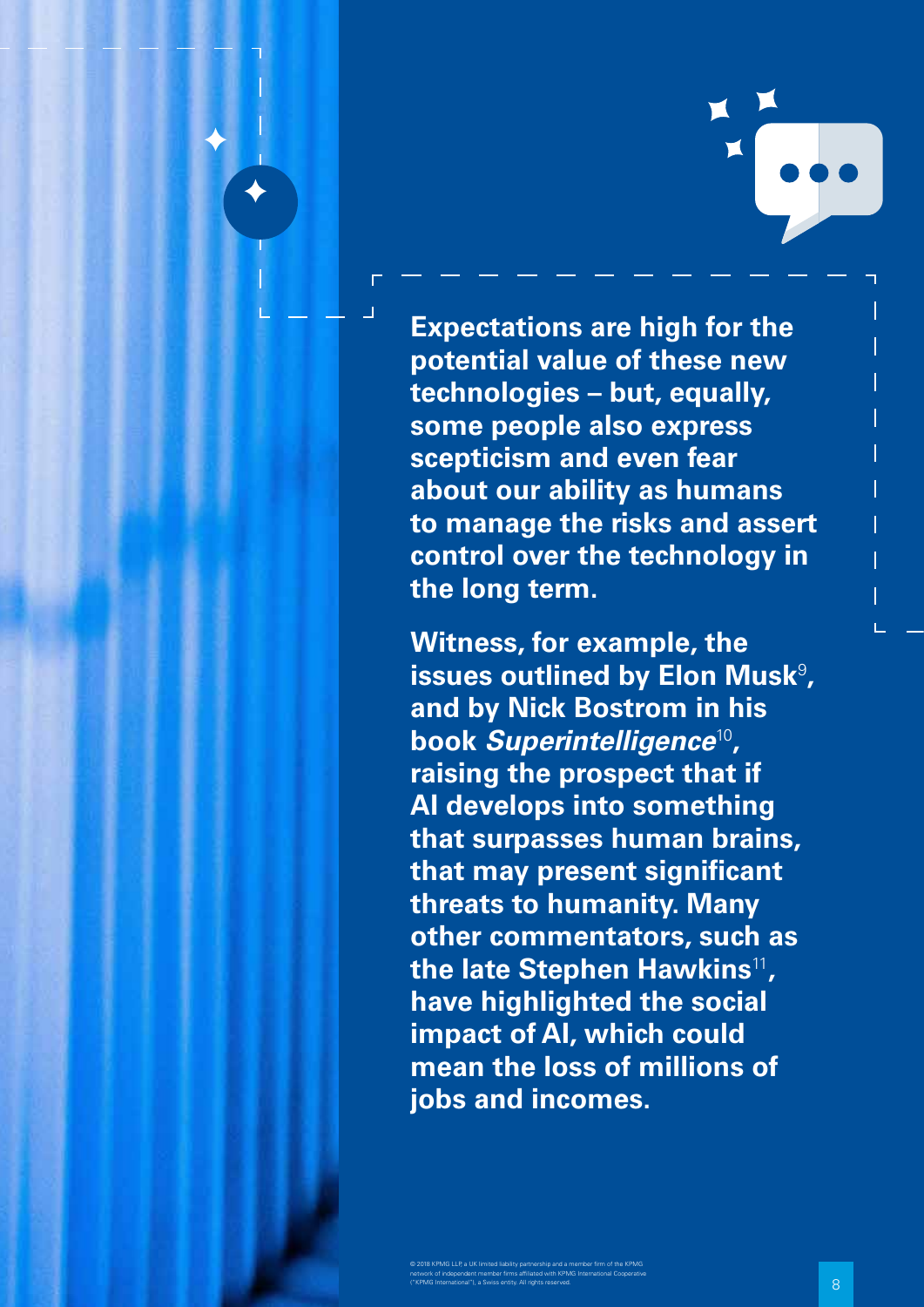**Expectations are high for the potential value of these new technologies – but, equally, some people also express scepticism and even fear about our ability as humans to manage the risks and assert control over the technology in the long term.**

**Witness, for example, the issues outlined by Elon Musk[9], and by Nick Bostrom in his book *Superintelligence*[10], raising the prospect that if AI develops into something that surpasses human brains, that may present significant threats to humanity. Many other commentators, such as the late Stephen Hawkins[11], have highlighted the social impact of AI, which could mean the loss of millions of jobs and incomes.**

© 2018 KPMG LLP, a UK limited liability partnership and a member firm of the KPMG network of independent member firms affiliated with KPMG International Cooperative ("KPMG International"), a Swiss entity. All rights reserved.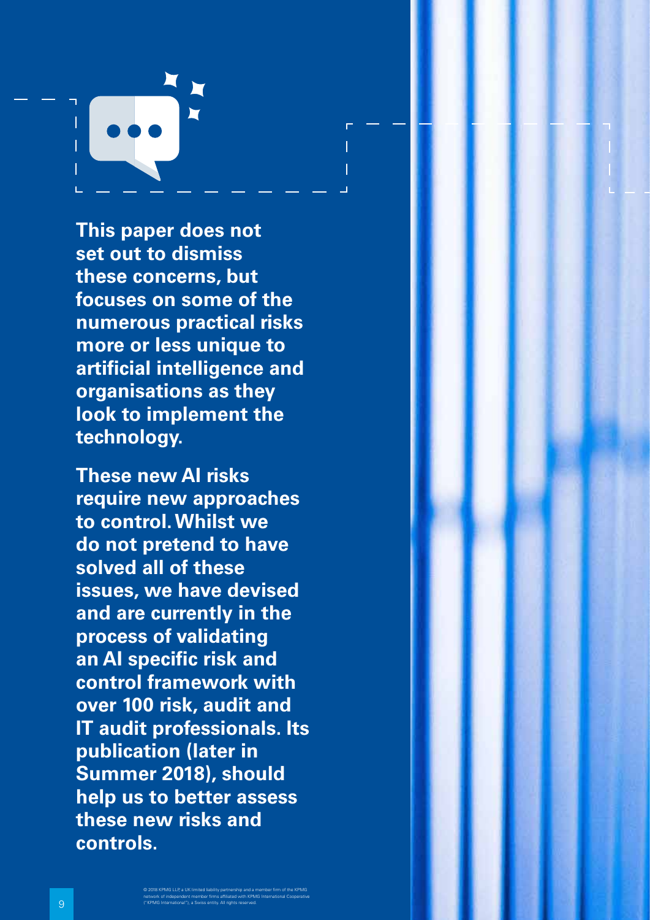**This paper does not set out to dismiss these concerns, but focuses on some of the numerous practical risks more or less unique to artificial intelligence and organisations as they look to implement the technology.**

**These new AI risks require new approaches to control. Whilst we do not pretend to have solved all of these issues, we have devised and are currently in the process of validating an AI specific risk and control framework with over 100 risk, audit and IT audit professionals. Its publication (later in Summer 2018), should help us to better assess these new risks and controls.**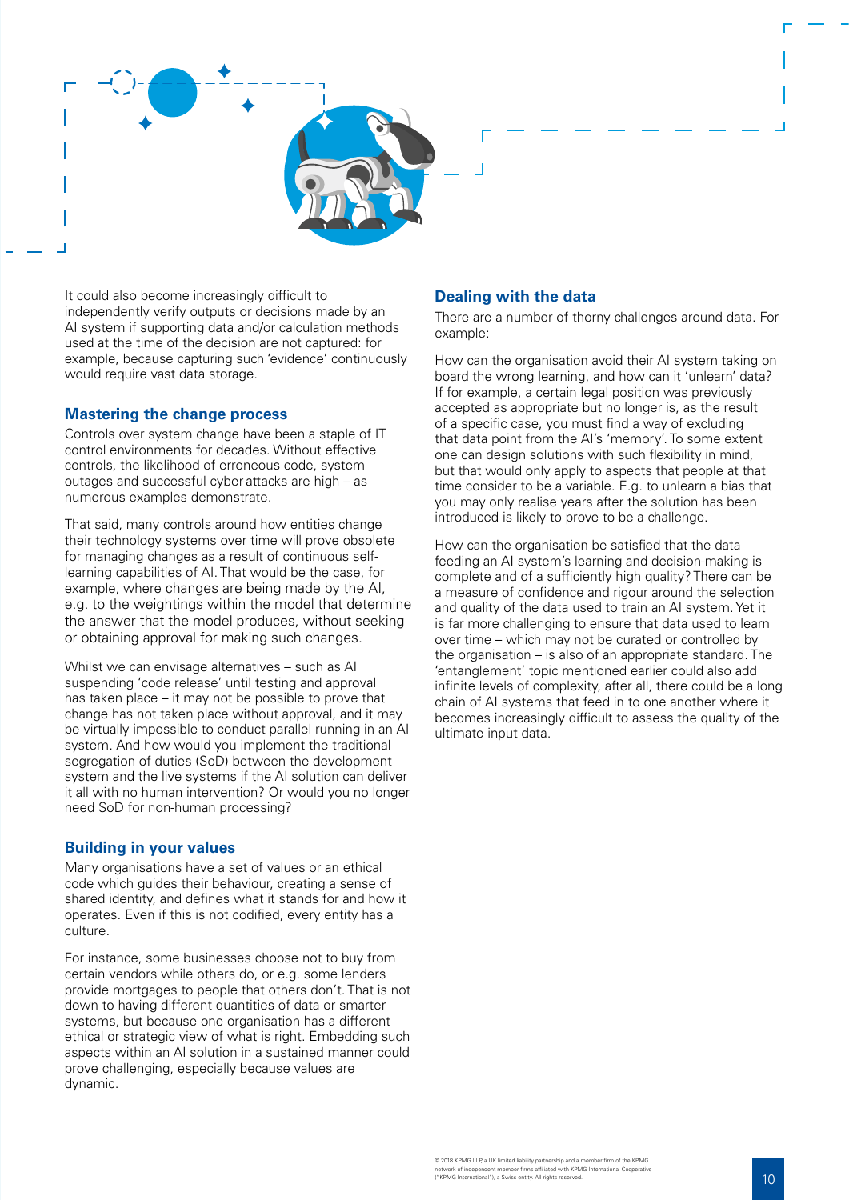It could also become increasingly difficult to independently verify outputs or decisions made by an AI system if supporting data and/or calculation methods used at the time of the decision are not captured: for example, because capturing such 'evidence' continuously would require vast data storage.

### Mastering the change process

Controls over system change have been a staple of IT control environments for decades. Without effective controls, the likelihood of erroneous code, system outages and successful cyber-attacks are high – as numerous examples demonstrate.

That said, many controls around how entities change their technology systems over time will prove obsolete for managing changes as a result of continuous self-learning capabilities of AI. That would be the case, for example, where changes are being made by the AI, e.g. to the weightings within the model that determine the answer that the model produces, without seeking or obtaining approval for making such changes.

Whilst we can envisage alternatives – such as AI suspending 'code release' until testing and approval has taken place – it may not be possible to prove that change has not taken place without approval, and it may be virtually impossible to conduct parallel running in an AI system. And how would you implement the traditional segregation of duties (SoD) between the development system and the live systems if the AI solution can deliver it all with no human intervention? Or would you no longer need SoD for non-human processing?

### Building in your values

Many organisations have a set of values or an ethical code which guides their behaviour, creating a sense of shared identity, and defines what it stands for and how it operates. Even if this is not codified, every entity has a culture.

For instance, some businesses choose not to buy from certain vendors while others do, or e.g. some lenders provide mortgages to people that others don't. That is not down to having different quantities of data or smarter systems, but because one organisation has a different ethical or strategic view of what is right. Embedding such aspects within an AI solution in a sustained manner could prove challenging, especially because values are dynamic.

### Dealing with the data

There are a number of thorny challenges around data. For example:

How can the organisation avoid their AI system taking on board the wrong learning, and how can it 'unlearn' data? If for example, a certain legal position was previously accepted as appropriate but no longer is, as the result of a specific case, you must find a way of excluding that data point from the AI's 'memory'. To some extent one can design solutions with such flexibility in mind, but that would only apply to aspects that people at that time consider to be a variable. E.g. to unlearn a bias that you may only realise years after the solution has been introduced is likely to prove to be a challenge.

How can the organisation be satisfied that the data feeding an AI system's learning and decision-making is complete and of a sufficiently high quality? There can be a measure of confidence and rigour around the selection and quality of the data used to train an AI system. Yet it is far more challenging to ensure that data used to learn over time – which may not be curated or controlled by the organisation – is also of an appropriate standard. The 'entanglement' topic mentioned earlier could also add infinite levels of complexity, after all, there could be a long chain of AI systems that feed in to one another where it becomes increasingly difficult to assess the quality of the ultimate input data.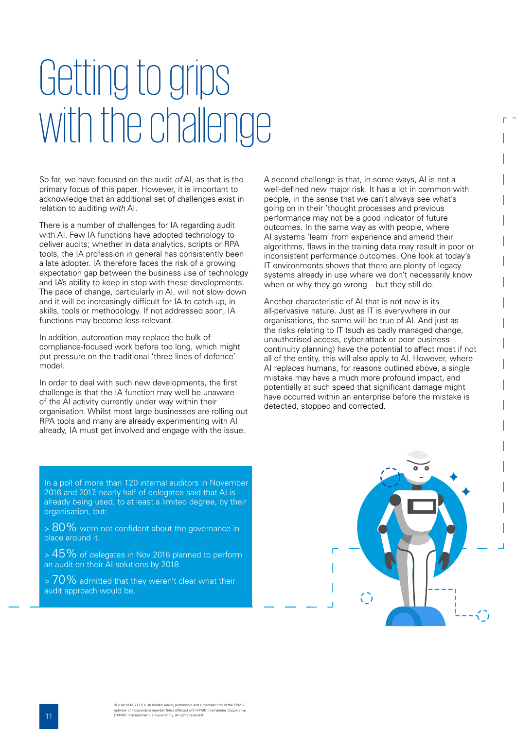# Getting to grips with the challenge

So far, we have focused on the audit *of* AI, as that is the primary focus of this paper. However, it is important to acknowledge that an additional set of challenges exist in relation to auditing *with* AI.

There is a number of challenges for IA regarding audit with AI. Few IA functions have adopted technology to deliver audits; whether in data analytics, scripts or RPA tools, the IA profession in general has consistently been a late adopter. IA therefore faces the risk of a growing expectation gap between the business use of technology and IA's ability to keep in step with these developments. The pace of change, particularly in AI, will not slow down and it will be increasingly difficult for IA to catch-up, in skills, tools or methodology. If not addressed soon, IA functions may become less relevant.

In addition, automation may replace the bulk of compliance-focused work before too long, which might put pressure on the traditional 'three lines of defence' model.

In order to deal with such new developments, the first challenge is that the IA function may well be unaware of the AI activity currently under way within their organisation. Whilst most large businesses are rolling out RPA tools and many are already experimenting with AI already, IA must get involved and engage with the issue.

A second challenge is that, in some ways, AI is not a well-defined new major risk. It has a lot in common with people, in the sense that we can't always see what's going on in their 'thought processes and previous performance may not be a good indicator of future outcomes. In the same way as with people, where AI systems 'learn' from experience and amend their algorithms, flaws in the training data may result in poor or inconsistent performance outcomes. One look at today's IT environments shows that there are plenty of legacy systems already in use where we don't necessarily know when or why they go wrong – but they still do.

Another characteristic of AI that is not new is its all-pervasive nature. Just as IT is everywhere in our organisations, the same will be true of AI. And just as the risks relating to IT (such as badly managed change, unauthorised access, cyber-attack or poor business continuity planning) have the potential to affect most if not all of the entity, this will also apply to AI. However, where AI replaces humans, for reasons outlined above, a single mistake may have a much more profound impact, and potentially at such speed that significant damage might have occurred within an enterprise before the mistake is detected, stopped and corrected.

In a poll of more than 120 internal auditors in November 2016 and 2017, nearly half of delegates said that AI is already being used, to at least a limited degree, by their organisation, but:

> 80% were not confident about the governance in place around it.

> 45% of delegates in Nov 2016 planned to perform an audit on their AI solutions by 2018

> 70% admitted that they weren't clear what their audit approach would be.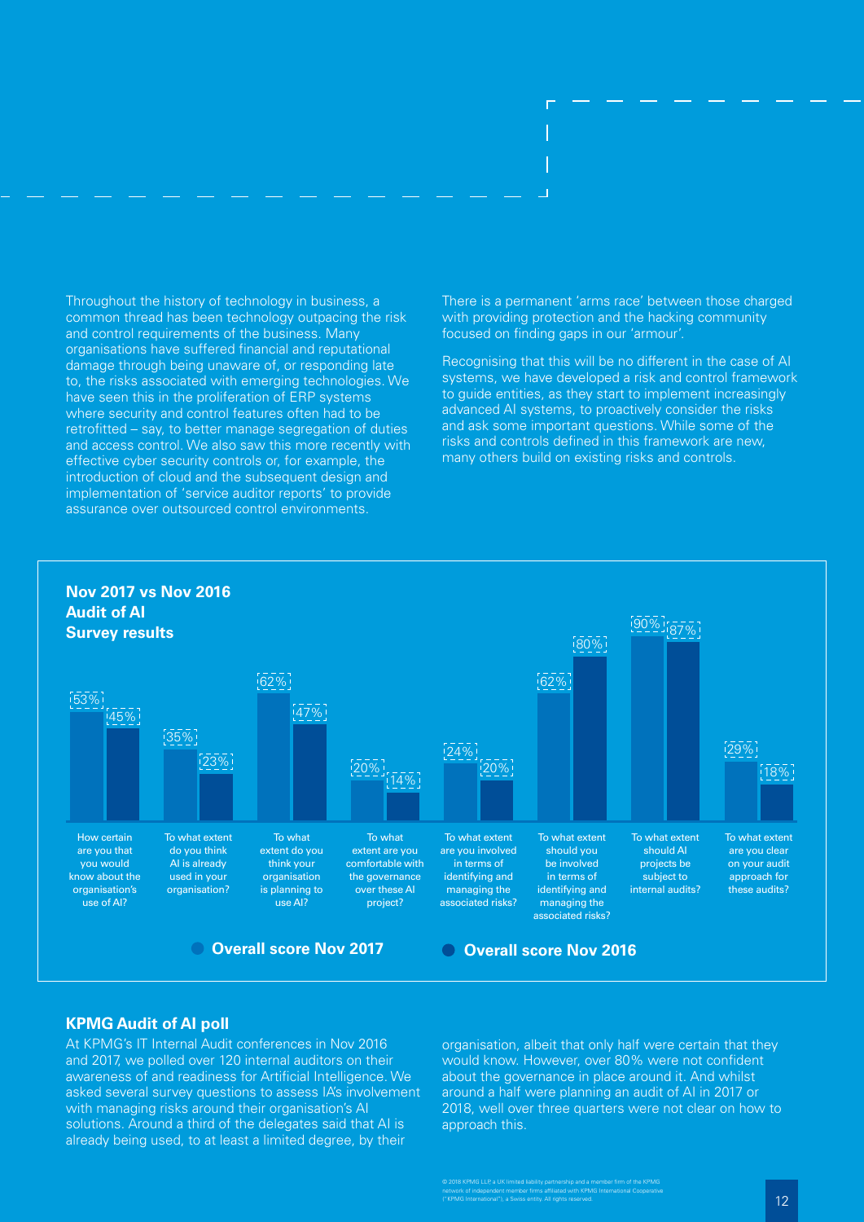Throughout the history of technology in business, a common thread has been technology outpacing the risk and control requirements of the business. Many organisations have suffered financial and reputational damage through being unaware of, or responding late to, the risks associated with emerging technologies. We have seen this in the proliferation of ERP systems where security and control features often had to be retrofitted – say, to better manage segregation of duties and access control. We also saw this more recently with effective cyber security controls or, for example, the introduction of cloud and the subsequent design and implementation of 'service auditor reports' to provide assurance over outsourced control environments.

There is a permanent 'arms race' between those charged with providing protection and the hacking community focused on finding gaps in our 'armour'.

Recognising that this will be no different in the case of AI systems, we have developed a risk and control framework to guide entities, as they start to implement increasingly advanced AI systems, to proactively consider the risks and ask some important questions. While some of the risks and controls defined in this framework are new, many others build on existing risks and controls.

## Nov 2017 vs Nov 2016 Audit of AI Survey results

| Question | Overall score Nov 2017 | Overall score Nov 2016 |
| --- | --- | --- |
| How certain are you that you would know about the organisation's use of AI? | 53% | 45% |
| To what extent do you think AI is already used in your organisation? | 35% | 23% |
| To what extent do you think your organisation is planning to use AI? | 62% | 47% |
| To what extent are you comfortable with the governance over these AI project? | 20% | 14% |
| To what extent are you involved in terms of identifying and managing the associated risks? | 24% | 20% |
| To what extent should you be involved in terms of identifying and managing the associated risks? | 62% | 80% |
| To what extent should AI projects be subject to internal audits? | 90% | 87% |
| To what extent are you clear on your audit approach for these audits? | 29% | 18% |

## KPMG Audit of AI poll

At KPMG's IT Internal Audit conferences in Nov 2016 and 2017, we polled over 120 internal auditors on their awareness of and readiness for Artificial Intelligence. We asked several survey questions to assess IA's involvement with managing risks around their organisation's AI solutions. Around a third of the delegates said that AI is already being used, to at least a limited degree, by their organisation, albeit that only half were certain that they would know. However, over 80% were not confident about the governance in place around it. And whilst around a half were planning an audit of AI in 2017 or 2018, well over three quarters were not clear on how to approach this.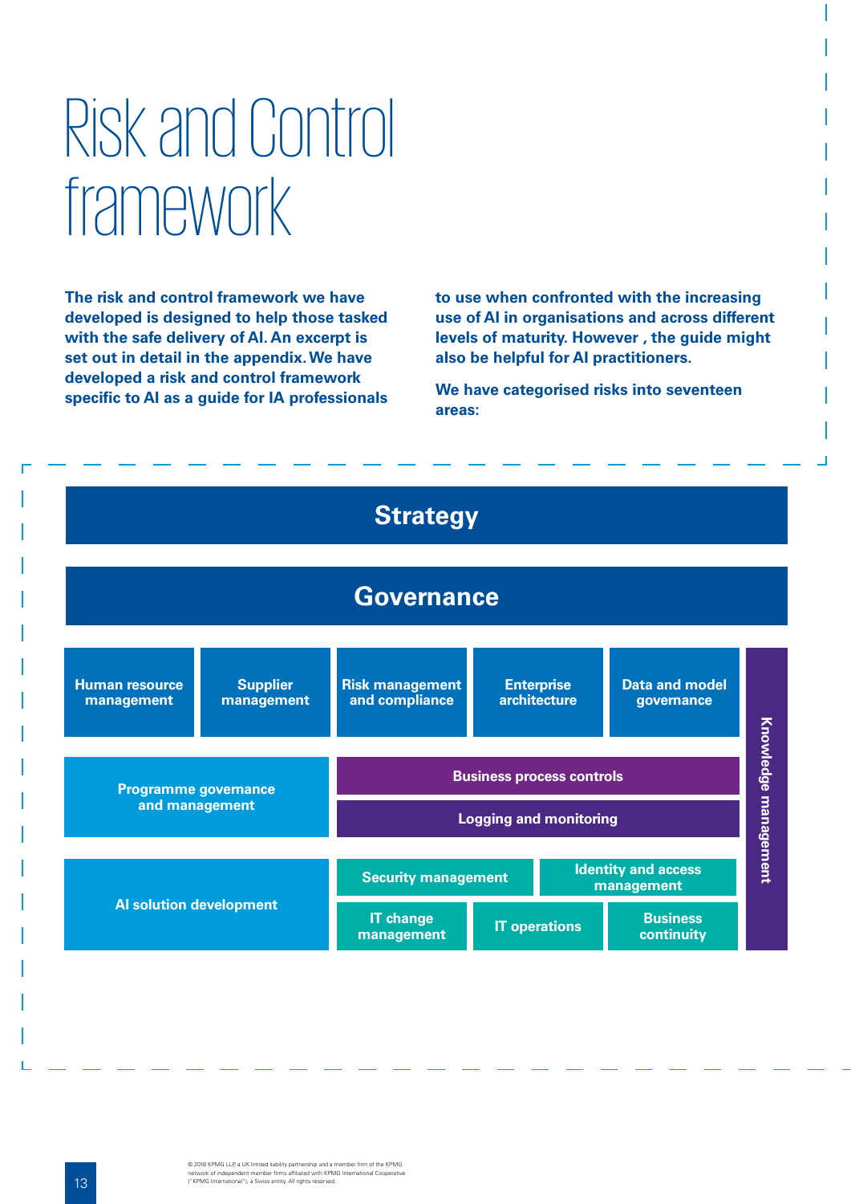# Risk and Control framework

**The risk and control framework we have developed is designed to help those tasked with the safe delivery of AI. An excerpt is set out in detail in the appendix. We have developed a risk and control framework specific to AI as a guide for IA professionals to use when confronted with the increasing use of AI in organisations and across different levels of maturity. However , the guide might also be helpful for AI practitioners.**

**We have categorised risks into seventeen areas:**

**Strategy**

**Governance**

- Human resource management
- Supplier management
- Risk management and compliance
- Enterprise architecture
- Data and model governance
- Programme governance and management
- Business process controls
- Logging and monitoring
- AI solution development
- Security management
- Identity and access management
- IT change management
- IT operations
- Business continuity
- Knowledge management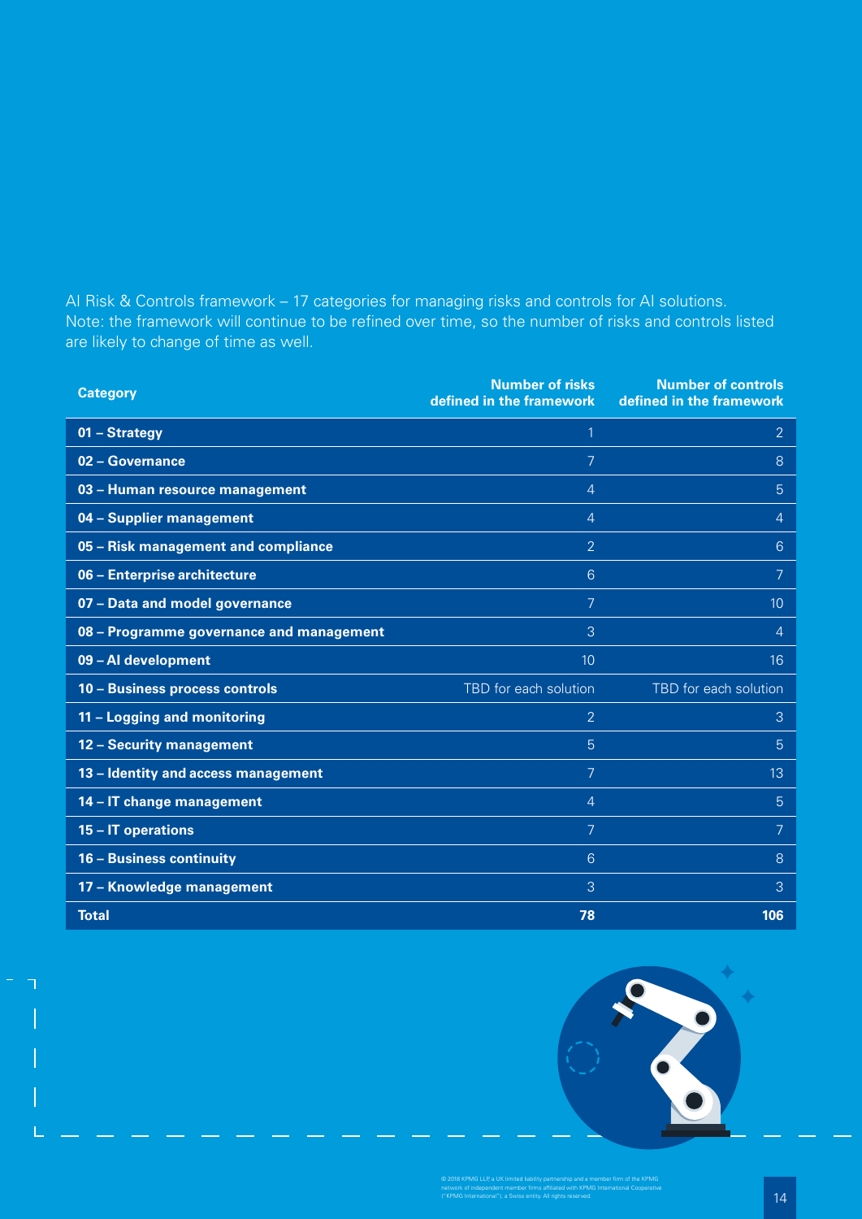AI Risk & Controls framework – 17 categories for managing risks and controls for AI solutions.
Note: the framework will continue to be refined over time, so the number of risks and controls listed are likely to change of time as well.

| Category | Number of risks defined in the framework | Number of controls defined in the framework |
|---|---|---|
| **01 – Strategy** | 1 | 2 |
| **02 – Governance** | 7 | 8 |
| **03 – Human resource management** | 4 | 5 |
| **04 – Supplier management** | 4 | 4 |
| **05 – Risk management and compliance** | 2 | 6 |
| **06 – Enterprise architecture** | 6 | 7 |
| **07 – Data and model governance** | 7 | 10 |
| **08 – Programme governance and management** | 3 | 4 |
| **09 – AI development** | 10 | 16 |
| **10 – Business process controls** | TBD for each solution | TBD for each solution |
| **11 – Logging and monitoring** | 2 | 3 |
| **12 – Security management** | 5 | 5 |
| **13 – Identity and access management** | 7 | 13 |
| **14 – IT change management** | 4 | 5 |
| **15 – IT operations** | 7 | 7 |
| **16 – Business continuity** | 6 | 8 |
| **17 – Knowledge management** | 3 | 3 |
| **Total** | **78** | **106** |

© 2018 KPMG LLP, a UK limited liability partnership and a member firm of the KPMG network of independent member firms affiliated with KPMG International Cooperative ("KPMG International"), a Swiss entity. All rights reserved.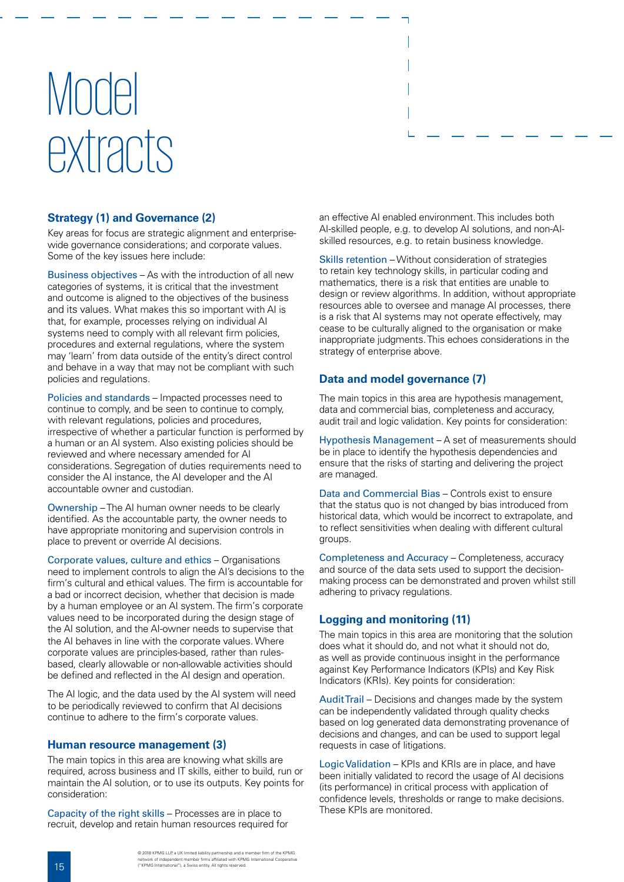# Model extracts

## Strategy (1) and Governance (2)

Key areas for focus are strategic alignment and enterprise-wide governance considerations; and corporate values. Some of the key issues here include:

Business objectives – As with the introduction of all new categories of systems, it is critical that the investment and outcome is aligned to the objectives of the business and its values. What makes this so important with AI is that, for example, processes relying on individual AI systems need to comply with all relevant firm policies, procedures and external regulations, where the system may 'learn' from data outside of the entity's direct control and behave in a way that may not be compliant with such policies and regulations.

Policies and standards – Impacted processes need to continue to comply, and be seen to continue to comply, with relevant regulations, policies and procedures, irrespective of whether a particular function is performed by a human or an AI system. Also existing policies should be reviewed and where necessary amended for AI considerations. Segregation of duties requirements need to consider the AI instance, the AI developer and the AI accountable owner and custodian.

Ownership – The AI human owner needs to be clearly identified. As the accountable party, the owner needs to have appropriate monitoring and supervision controls in place to prevent or override AI decisions.

Corporate values, culture and ethics – Organisations need to implement controls to align the AI's decisions to the firm's cultural and ethical values. The firm is accountable for a bad or incorrect decision, whether that decision is made by a human employee or an AI system. The firm's corporate values need to be incorporated during the design stage of the AI solution, and the AI-owner needs to supervise that the AI behaves in line with the corporate values. Where corporate values are principles-based, rather than rules-based, clearly allowable or non-allowable activities should be defined and reflected in the AI design and operation.

The AI logic, and the data used by the AI system will need to be periodically reviewed to confirm that AI decisions continue to adhere to the firm's corporate values.

## Human resource management (3)

The main topics in this area are knowing what skills are required, across business and IT skills, either to build, run or maintain the AI solution, or to use its outputs. Key points for consideration:

Capacity of the right skills – Processes are in place to recruit, develop and retain human resources required for an effective AI enabled environment. This includes both AI-skilled people, e.g. to develop AI solutions, and non-AI-skilled resources, e.g. to retain business knowledge.

Skills retention – Without consideration of strategies to retain key technology skills, in particular coding and mathematics, there is a risk that entities are unable to design or review algorithms. In addition, without appropriate resources able to oversee and manage AI processes, there is a risk that AI systems may not operate effectively, may cease to be culturally aligned to the organisation or make inappropriate judgments. This echoes considerations in the strategy of enterprise above.

## Data and model governance (7)

The main topics in this area are hypothesis management, data and commercial bias, completeness and accuracy, audit trail and logic validation. Key points for consideration:

Hypothesis Management – A set of measurements should be in place to identify the hypothesis dependencies and ensure that the risks of starting and delivering the project are managed.

Data and Commercial Bias – Controls exist to ensure that the status quo is not changed by bias introduced from historical data, which would be incorrect to extrapolate, and to reflect sensitivities when dealing with different cultural groups.

Completeness and Accuracy – Completeness, accuracy and source of the data sets used to support the decision-making process can be demonstrated and proven whilst still adhering to privacy regulations.

## Logging and monitoring (11)

The main topics in this area are monitoring that the solution does what it should do, and not what it should not do, as well as provide continuous insight in the performance against Key Performance Indicators (KPIs) and Key Risk Indicators (KRIs). Key points for consideration:

Audit Trail – Decisions and changes made by the system can be independently validated through quality checks based on log generated data demonstrating provenance of decisions and changes, and can be used to support legal requests in case of litigations.

Logic Validation – KPIs and KRIs are in place, and have been initially validated to record the usage of AI decisions (its performance) in critical process with application of confidence levels, thresholds or range to make decisions. These KPIs are monitored.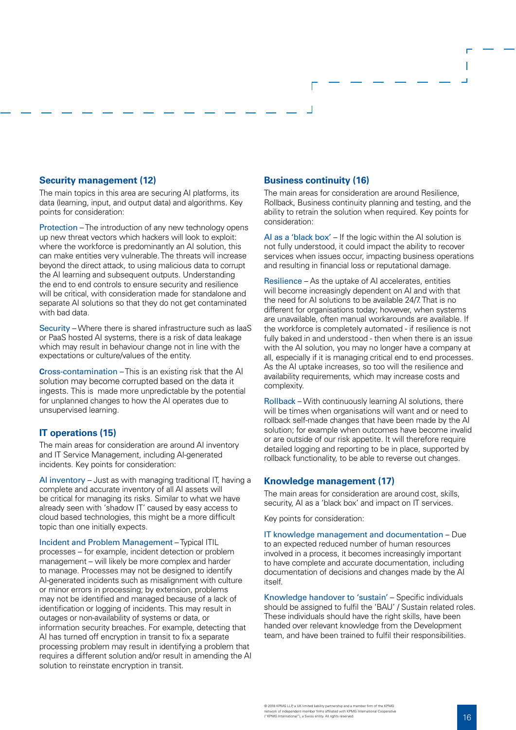## Security management (12)

The main topics in this area are securing AI platforms, its data (learning, input, and output data) and algorithms. Key points for consideration:

Protection – The introduction of any new technology opens up new threat vectors which hackers will look to exploit: where the workforce is predominantly an AI solution, this can make entities very vulnerable. The threats will increase beyond the direct attack, to using malicious data to corrupt the AI learning and subsequent outputs. Understanding the end to end controls to ensure security and resilience will be critical, with consideration made for standalone and separate AI solutions so that they do not get contaminated with bad data.

Security – Where there is shared infrastructure such as IaaS or PaaS hosted AI systems, there is a risk of data leakage which may result in behaviour change not in line with the expectations or culture/values of the entity.

Cross-contamination – This is an existing risk that the AI solution may become corrupted based on the data it ingests. This is made more unpredictable by the potential for unplanned changes to how the AI operates due to unsupervised learning.

## IT operations (15)

The main areas for consideration are around AI inventory and IT Service Management, including AI-generated incidents. Key points for consideration:

AI inventory – Just as with managing traditional IT, having a complete and accurate inventory of all AI assets will be critical for managing its risks. Similar to what we have already seen with 'shadow IT' caused by easy access to cloud based technologies, this might be a more difficult topic than one initially expects.

Incident and Problem Management – Typical ITIL processes – for example, incident detection or problem management – will likely be more complex and harder to manage. Processes may not be designed to identify AI-generated incidents such as misalignment with culture or minor errors in processing; by extension, problems may not be identified and managed because of a lack of identification or logging of incidents. This may result in outages or non-availability of systems or data, or information security breaches. For example, detecting that AI has turned off encryption in transit to fix a separate processing problem may result in identifying a problem that requires a different solution and/or result in amending the AI solution to reinstate encryption in transit.

## Business continuity (16)

The main areas for consideration are around Resilience, Rollback, Business continuity planning and testing, and the ability to retrain the solution when required. Key points for consideration:

AI as a 'black box' – If the logic within the AI solution is not fully understood, it could impact the ability to recover services when issues occur, impacting business operations and resulting in financial loss or reputational damage.

Resilience – As the uptake of AI accelerates, entities will become increasingly dependent on AI and with that the need for AI solutions to be available 24/7. That is no different for organisations today; however, when systems are unavailable, often manual workarounds are available. If the workforce is completely automated - if resilience is not fully baked in and understood - then when there is an issue with the AI solution, you may no longer have a company at all, especially if it is managing critical end to end processes. As the AI uptake increases, so too will the resilience and availability requirements, which may increase costs and complexity.

Rollback – With continuously learning AI solutions, there will be times when organisations will want and or need to rollback self-made changes that have been made by the AI solution; for example when outcomes have become invalid or are outside of our risk appetite. It will therefore require detailed logging and reporting to be in place, supported by rollback functionality, to be able to reverse out changes.

## Knowledge management (17)

The main areas for consideration are around cost, skills, security, AI as a 'black box' and impact on IT services.

Key points for consideration:

IT knowledge management and documentation – Due to an expected reduced number of human resources involved in a process, it becomes increasingly important to have complete and accurate documentation, including documentation of decisions and changes made by the AI itself.

Knowledge handover to 'sustain' – Specific individuals should be assigned to fulfil the 'BAU' / Sustain related roles. These individuals should have the right skills, have been handed over relevant knowledge from the Development team, and have been trained to fulfil their responsibilities.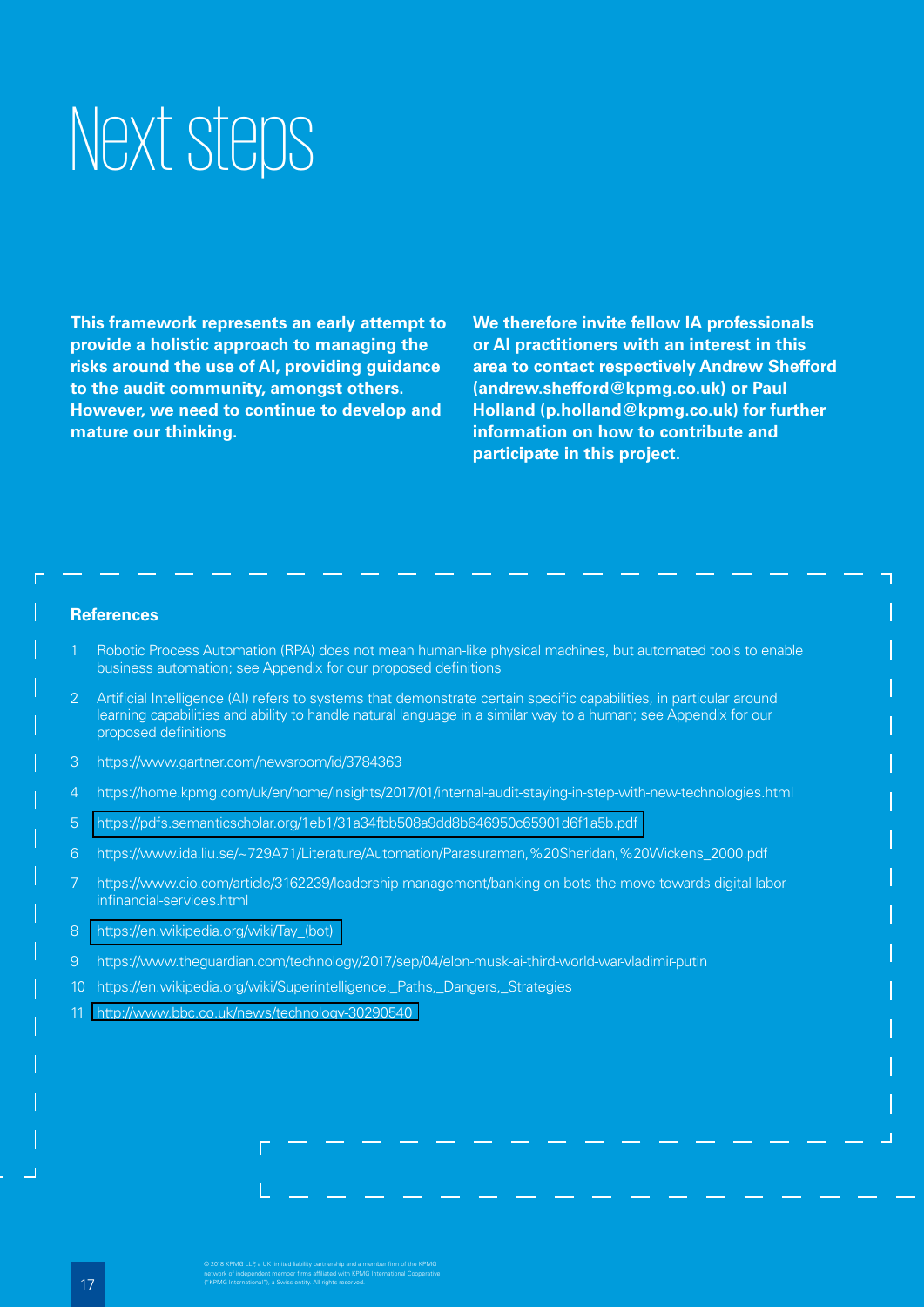# Next steps

**This framework represents an early attempt to provide a holistic approach to managing the risks around the use of AI, providing guidance to the audit community, amongst others. However, we need to continue to develop and mature our thinking.**

**We therefore invite fellow IA professionals or AI practitioners with an interest in this area to contact respectively Andrew Shefford (andrew.shefford@kpmg.co.uk) or Paul Holland (p.holland@kpmg.co.uk) for further information on how to contribute and participate in this project.**

### References

1. Robotic Process Automation (RPA) does not mean human-like physical machines, but automated tools to enable business automation; see Appendix for our proposed definitions
2. Artificial Intelligence (AI) refers to systems that demonstrate certain specific capabilities, in particular around learning capabilities and ability to handle natural language in a similar way to a human; see Appendix for our proposed definitions
3. https://www.gartner.com/newsroom/id/3784363
4. https://home.kpmg.com/uk/en/home/insights/2017/01/internal-audit-staying-in-step-with-new-technologies.html
5. https://pdfs.semanticscholar.org/1eb1/31a34fbb508a9dd8b646950c65901d6f1a5b.pdf
6. https://www.ida.liu.se/~729A71/Literature/Automation/Parasuraman,%20Sheridan,%20Wickens_2000.pdf
7. https://www.cio.com/article/3162239/leadership-management/banking-on-bots-the-move-towards-digital-labor-infinancial-services.html
8. https://en.wikipedia.org/wiki/Tay_(bot)
9. https://www.theguardian.com/technology/2017/sep/04/elon-musk-ai-third-world-war-vladimir-putin
10. https://en.wikipedia.org/wiki/Superintelligence:_Paths,_Dangers,_Strategies
11. http://www.bbc.co.uk/news/technology-30290540

© 2018 KPMG LLP, a UK limited liability partnership and a member firm of the KPMG network of independent member firms affiliated with KPMG International Cooperative ("KPMG International"), a Swiss entity. All rights reserved.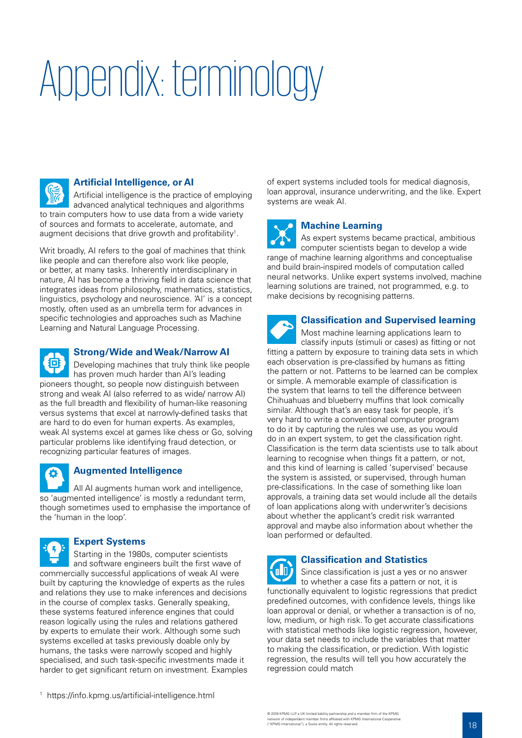# Appendix: terminology

### Artificial Intelligence, or AI

Artificial intelligence is the practice of employing advanced analytical techniques and algorithms to train computers how to use data from a wide variety of sources and formats to accelerate, automate, and augment decisions that drive growth and profitability[1].

Writ broadly, AI refers to the goal of machines that think like people and can therefore also work like people, or better, at many tasks. Inherently interdisciplinary in nature, AI has become a thriving field in data science that integrates ideas from philosophy, mathematics, statistics, linguistics, psychology and neuroscience. 'AI' is a concept mostly, often used as an umbrella term for advances in specific technologies and approaches such as Machine Learning and Natural Language Processing.

### Strong/Wide and Weak/Narrow AI

Developing machines that truly think like people has proven much harder than AI's leading pioneers thought, so people now distinguish between strong and weak AI (also referred to as wide/ narrow AI) as the full breadth and flexibility of human-like reasoning versus systems that excel at narrowly-defined tasks that are hard to do even for human experts. As examples, weak AI systems excel at games like chess or Go, solving particular problems like identifying fraud detection, or recognizing particular features of images.

### Augmented Intelligence

All AI augments human work and intelligence, so 'augmented intelligence' is mostly a redundant term, though sometimes used to emphasise the importance of the 'human in the loop'.

### Expert Systems

Starting in the 1980s, computer scientists and software engineers built the first wave of commercially successful applications of weak AI were built by capturing the knowledge of experts as the rules and relations they use to make inferences and decisions in the course of complex tasks. Generally speaking, these systems featured inference engines that could reason logically using the rules and relations gathered by experts to emulate their work. Although some such systems excelled at tasks previously doable only by humans, the tasks were narrowly scoped and highly specialised, and such task-specific investments made it harder to get significant return on investment. Examples of expert systems included tools for medical diagnosis, loan approval, insurance underwriting, and the like. Expert systems are weak AI.

### Machine Learning

As expert systems became practical, ambitious computer scientists began to develop a wide range of machine learning algorithms and conceptualise and build brain-inspired models of computation called neural networks. Unlike expert systems involved, machine learning solutions are trained, not programmed, e.g. to make decisions by recognising patterns.

### Classification and Supervised learning

Most machine learning applications learn to classify inputs (stimuli or cases) as fitting or not fitting a pattern by exposure to training data sets in which each observation is pre-classified by humans as fitting the pattern or not. Patterns to be learned can be complex or simple. A memorable example of classification is the system that learns to tell the difference between Chihuahuas and blueberry muffins that look comically similar. Although that's an easy task for people, it's very hard to write a conventional computer program to do it by capturing the rules we use, as you would do in an expert system, to get the classification right. Classification is the term data scientists use to talk about learning to recognise when things fit a pattern, or not, and this kind of learning is called 'supervised' because the system is assisted, or supervised, through human pre-classifications. In the case of something like loan approvals, a training data set would include all the details of loan applications along with underwriter's decisions about whether the applicant's credit risk warranted approval and maybe also information about whether the loan performed or defaulted.

### Classification and Statistics

Since classification is just a yes or no answer to whether a case fits a pattern or not, it is functionally equivalent to logistic regressions that predict predefined outcomes, with confidence levels, things like loan approval or denial, or whether a transaction is of no, low, medium, or high risk. To get accurate classifications with statistical methods like logistic regression, however, your data set needs to include the variables that matter to making the classification, or prediction. With logistic regression, the results will tell you how accurately the regression could match

[1] https://info.kpmg.us/artificial-intelligence.html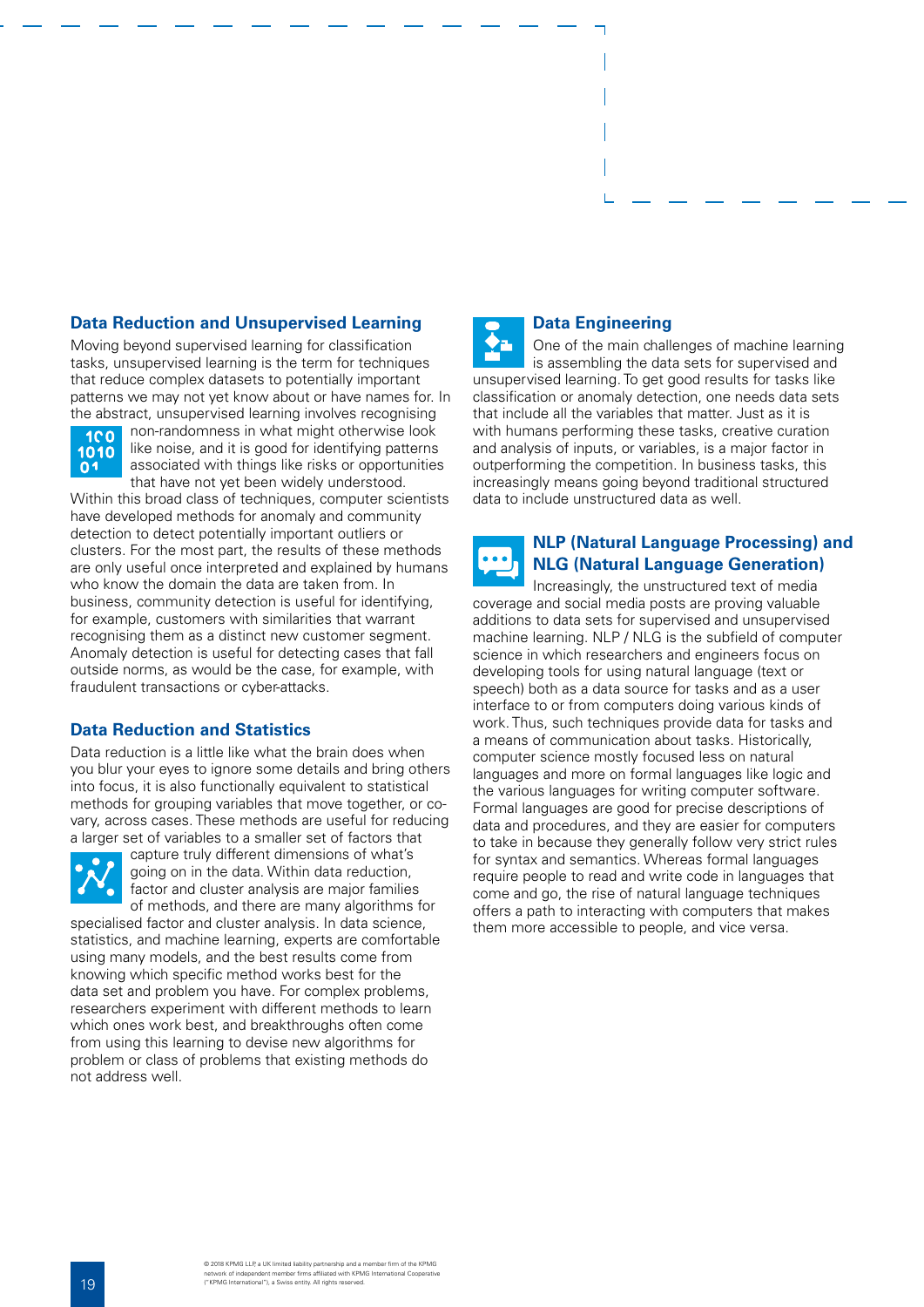## Data Reduction and Unsupervised Learning

Moving beyond supervised learning for classification tasks, unsupervised learning is the term for techniques that reduce complex datasets to potentially important patterns we may not yet know about or have names for. In the abstract, unsupervised learning involves recognising non-randomness in what might otherwise look like noise, and it is good for identifying patterns associated with things like risks or opportunities that have not yet been widely understood. Within this broad class of techniques, computer scientists have developed methods for anomaly and community detection to detect potentially important outliers or clusters. For the most part, the results of these methods are only useful once interpreted and explained by humans who know the domain the data are taken from. In business, community detection is useful for identifying, for example, customers with similarities that warrant recognising them as a distinct new customer segment. Anomaly detection is useful for detecting cases that fall outside norms, as would be the case, for example, with fraudulent transactions or cyber-attacks.

## Data Reduction and Statistics

Data reduction is a little like what the brain does when you blur your eyes to ignore some details and bring others into focus, it is also functionally equivalent to statistical methods for grouping variables that move together, or co-vary, across cases. These methods are useful for reducing a larger set of variables to a smaller set of factors that capture truly different dimensions of what's going on in the data. Within data reduction, factor and cluster analysis are major families of methods, and there are many algorithms for specialised factor and cluster analysis. In data science, statistics, and machine learning, experts are comfortable using many models, and the best results come from knowing which specific method works best for the data set and problem you have. For complex problems, researchers experiment with different methods to learn which ones work best, and breakthroughs often come from using this learning to devise new algorithms for problem or class of problems that existing methods do not address well.

## Data Engineering

One of the main challenges of machine learning is assembling the data sets for supervised and unsupervised learning. To get good results for tasks like classification or anomaly detection, one needs data sets that include all the variables that matter. Just as it is with humans performing these tasks, creative curation and analysis of inputs, or variables, is a major factor in outperforming the competition. In business tasks, this increasingly means going beyond traditional structured data to include unstructured data as well.

## NLP (Natural Language Processing) and NLG (Natural Language Generation)

Increasingly, the unstructured text of media coverage and social media posts are proving valuable additions to data sets for supervised and unsupervised machine learning. NLP / NLG is the subfield of computer science in which researchers and engineers focus on developing tools for using natural language (text or speech) both as a data source for tasks and as a user interface to or from computers doing various kinds of work. Thus, such techniques provide data for tasks and a means of communication about tasks. Historically, computer science mostly focused less on natural languages and more on formal languages like logic and the various languages for writing computer software. Formal languages are good for precise descriptions of data and procedures, and they are easier for computers to take in because they generally follow very strict rules for syntax and semantics. Whereas formal languages require people to read and write code in languages that come and go, the rise of natural language techniques offers a path to interacting with computers that makes them more accessible to people, and vice versa.

© 2018 KPMG LLP, a UK limited liability partnership and a member firm of the KPMG network of independent member firms affiliated with KPMG International Cooperative ("KPMG International"), a Swiss entity. All rights reserved.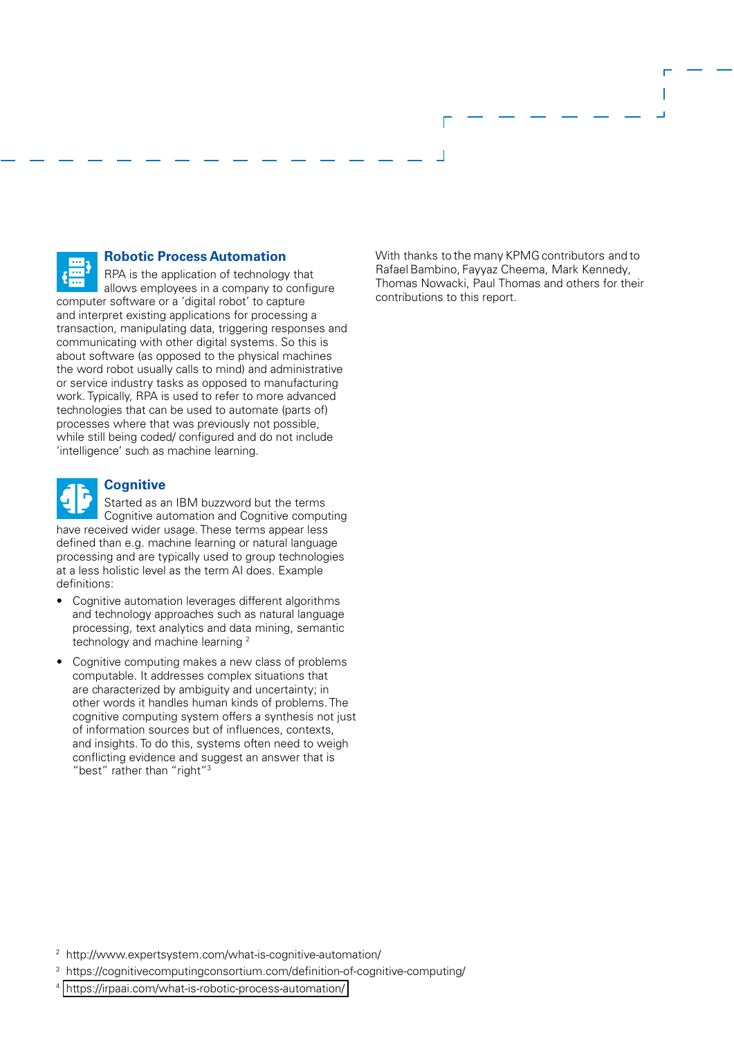### Robotic Process Automation

RPA is the application of technology that allows employees in a company to configure computer software or a 'digital robot' to capture and interpret existing applications for processing a transaction, manipulating data, triggering responses and communicating with other digital systems. So this is about software (as opposed to the physical machines the word robot usually calls to mind) and administrative or service industry tasks as opposed to manufacturing work. Typically, RPA is used to refer to more advanced technologies that can be used to automate (parts of) processes where that was previously not possible, while still being coded/ configured and do not include 'intelligence' such as machine learning.

### Cognitive

Started as an IBM buzzword but the terms Cognitive automation and Cognitive computing have received wider usage. These terms appear less defined than e.g. machine learning or natural language processing and are typically used to group technologies at a less holistic level as the term AI does. Example definitions:

- Cognitive automation leverages different algorithms and technology approaches such as natural language processing, text analytics and data mining, semantic technology and machine learning [2]
- Cognitive computing makes a new class of problems computable. It addresses complex situations that are characterized by ambiguity and uncertainty; in other words it handles human kinds of problems. The cognitive computing system offers a synthesis not just of information sources but of influences, contexts, and insights. To do this, systems often need to weigh conflicting evidence and suggest an answer that is "best" rather than "right"[3]

With thanks to the many KPMG contributors and to Rafael Bambino, Fayyaz Cheema, Mark Kennedy, Thomas Nowacki, Paul Thomas and others for their contributions to this report.

[2] http://www.expertsystem.com/what-is-cognitive-automation/

[3] https://cognitivecomputingconsortium.com/definition-of-cognitive-computing/

[4] https://irpaai.com/what-is-robotic-process-automation/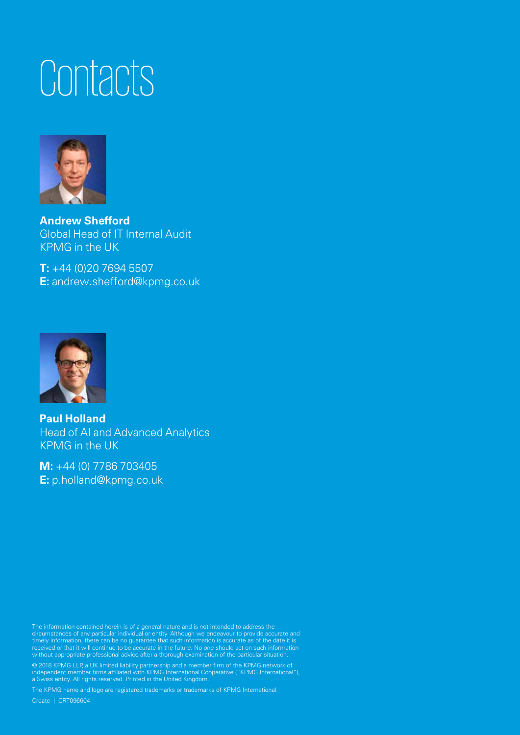# Contacts

**Andrew Shefford**
Global Head of IT Internal Audit
KPMG in the UK

**T:** +44 (0)20 7694 5507
**E:** andrew.shefford@kpmg.co.uk

**Paul Holland**
Head of AI and Advanced Analytics
KPMG in the UK

**M:** +44 (0) 7786 703405
**E:** p.holland@kpmg.co.uk

The information contained herein is of a general nature and is not intended to address the circumstances of any particular individual or entity. Although we endeavour to provide accurate and timely information, there can be no guarantee that such information is accurate as of the date it is received or that it will continue to be accurate in the future. No one should act on such information without appropriate professional advice after a thorough examination of the particular situation.

© 2018 KPMG LLP, a UK limited liability partnership and a member firm of the KPMG network of independent member firms affiliated with KPMG International Cooperative ("KPMG International"), a Swiss entity. All rights reserved. Printed in the United Kingdom.

The KPMG name and logo are registered trademarks or trademarks of KPMG International.

Create | CRT096604